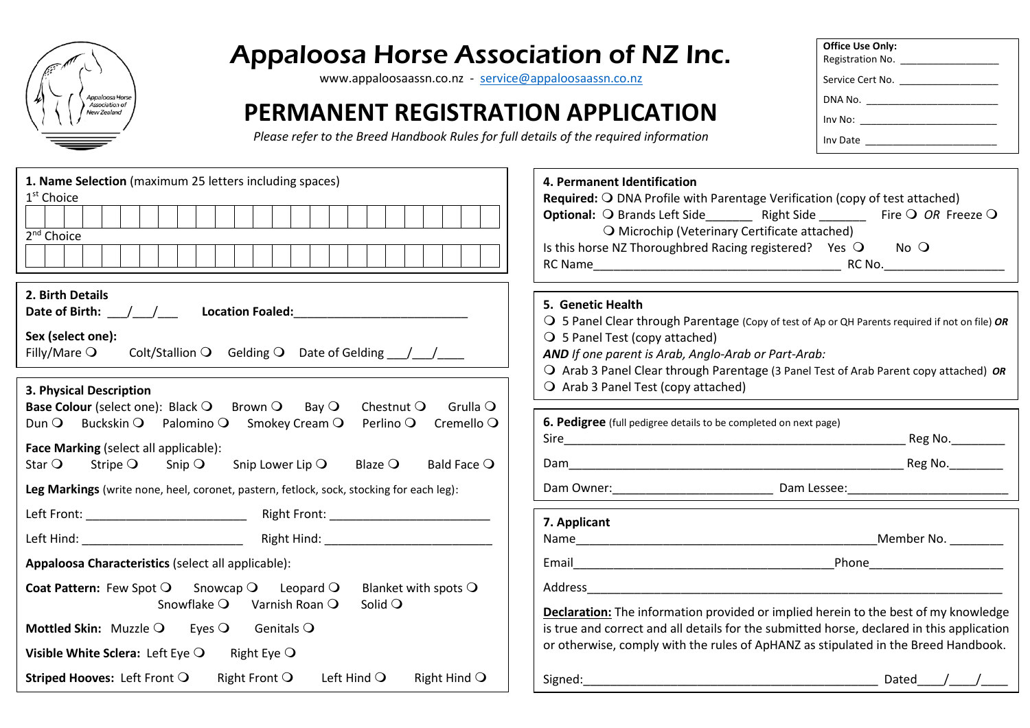# Appaloosa Horse Association of NZ Inc.

www.appaloosaassn.co.nz - service@appaloosaassn.co.nz

## PERMANENT REGISTRATION APPLICATION

*Please refer to the Breed Handbook Rules for full details of the required information*

**Office Use Only:**
Registration No. ___________________
Service Cert No. ___________________
DNA No. ___________________
Inv No: ___________________
Inv Date ___________________

**1. Name Selection** (maximum 25 letters including spaces)

1st Choice

| | | | | | | | | | | | | | | | | | | | | | | | | |
|---|---|---|---|---|---|---|---|---|---|---|---|---|---|---|---|---|---|---|---|---|---|---|---|---|

2nd Choice

| | | | | | | | | | | | | | | | | | | | | | | | | |
|---|---|---|---|---|---|---|---|---|---|---|---|---|---|---|---|---|---|---|---|---|---|---|---|---|

**2. Birth Details**

**Date of Birth:** ___/___/___ **Location Foaled:**___________________________

**Sex (select one):**
Filly/Mare ❍ Colt/Stallion ❍ Gelding ❍ Date of Gelding ___/___/____

**3. Physical Description**

**Base Colour** (select one): Black ❍ Brown ❍ Bay ❍ Chestnut ❍ Grulla ❍ Dun ❍ Buckskin ❍ Palomino ❍ Smokey Cream ❍ Perlino ❍ Cremello ❍

**Face Marking** (select all applicable):
Star ❍ Stripe ❍ Snip ❍ Snip Lower Lip ❍ Blaze ❍ Bald Face ❍

**Leg Markings** (write none, heel, coronet, pastern, fetlock, sock, stocking for each leg):

Left Front: ________________________ Right Front: ________________________

Left Hind: ________________________ Right Hind: ________________________

**Appaloosa Characteristics** (select all applicable):

**Coat Pattern:** Few Spot ❍ Snowcap ❍ Leopard ❍ Blanket with spots ❍ Snowflake ❍ Varnish Roan ❍ Solid ❍

**Mottled Skin:** Muzzle ❍ Eyes ❍ Genitals ❍

**Visible White Sclera:** Left Eye ❍ Right Eye ❍

**Striped Hooves:** Left Front ❍ Right Front ❍ Left Hind ❍ Right Hind ❍

**4. Permanent Identification**

**Required:** ❍ DNA Profile with Parentage Verification (copy of test attached)

**Optional:** ❍ Brands Left Side_______ Right Side _______ Fire ❍ *OR* Freeze ❍
❍ Microchip (Veterinary Certificate attached)

Is this horse NZ Thoroughbred Racing registered? Yes ❍ No ❍

RC Name_____________________________________ RC No.__________________

**5. Genetic Health**

❍ 5 Panel Clear through Parentage (Copy of test of Ap or QH Parents required if not on file) ***OR***
❍ 5 Panel Test (copy attached)
***AND*** *If one parent is Arab, Anglo-Arab or Part-Arab:*
❍ Arab 3 Panel Clear through Parentage (3 Panel Test of Arab Parent copy attached) ***OR***
❍ Arab 3 Panel Test (copy attached)

**6. Pedigree** (full pedigree details to be completed on next page)

Sire_____________________________________________________ Reg No.________

Dam_____________________________________________________ Reg No.________

Dam Owner:________________________ Dam Lessee:________________________

**7. Applicant**

Name_____________________________________________Member No. ________

Email_______________________________________Phone____________________

Address_________________________________________________________________

**Declaration:** The information provided or implied herein to the best of my knowledge is true and correct and all details for the submitted horse, declared in this application or otherwise, comply with the rules of ApHANZ as stipulated in the Breed Handbook.

Signed:____________________________________________ Dated____/____/____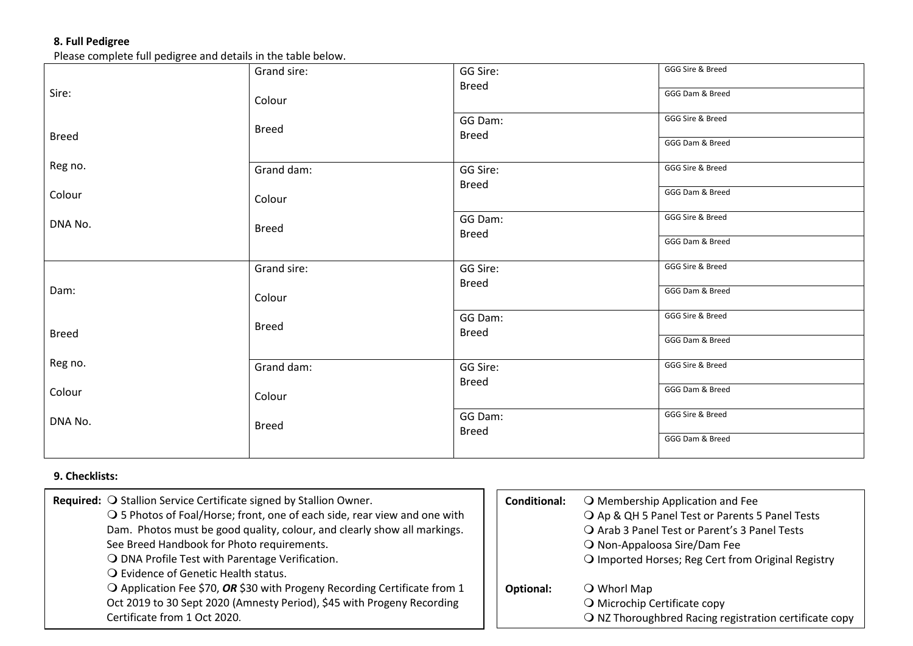**8. Full Pedigree**

Please complete full pedigree and details in the table below.

| | | | |
|---|---|---|---|
| Sire:<br><br>Breed<br><br>Reg no.<br><br>Colour<br><br>DNA No. | Grand sire:<br><br>Colour<br><br>Breed | GG Sire:<br>Breed | GGG Sire & Breed |
| | | | GGG Dam & Breed |
| | | GG Dam:<br>Breed | GGG Sire & Breed |
| | | | GGG Dam & Breed |
| | Grand dam:<br><br>Colour<br><br>Breed | GG Sire:<br>Breed | GGG Sire & Breed |
| | | | GGG Dam & Breed |
| | | GG Dam:<br>Breed | GGG Sire & Breed |
| | | | GGG Dam & Breed |
| Dam:<br><br>Breed<br><br>Reg no.<br><br>Colour<br><br>DNA No. | Grand sire:<br><br>Colour<br><br>Breed | GG Sire:<br>Breed | GGG Sire & Breed |
| | | | GGG Dam & Breed |
| | | GG Dam:<br>Breed | GGG Sire & Breed |
| | | | GGG Dam & Breed |
| | Grand dam:<br><br>Colour<br><br>Breed | GG Sire:<br>Breed | GGG Sire & Breed |
| | | | GGG Dam & Breed |
| | | GG Dam:<br>Breed | GGG Sire & Breed |
| | | | GGG Dam & Breed |

**9. Checklists:**

**Required:**
- ❍ Stallion Service Certificate signed by Stallion Owner.
- ❍ 5 Photos of Foal/Horse; front, one of each side, rear view and one with Dam. Photos must be good quality, colour, and clearly show all markings. See Breed Handbook for Photo requirements.
- ❍ DNA Profile Test with Parentage Verification.
- ❍ Evidence of Genetic Health status.
- ❍ Application Fee $70, ***OR*** $30 with Progeny Recording Certificate from 1 Oct 2019 to 30 Sept 2020 (Amnesty Period), $45 with Progeny Recording Certificate from 1 Oct 2020.

**Conditional:**
- ❍ Membership Application and Fee
- ❍ Ap & QH 5 Panel Test or Parents 5 Panel Tests
- ❍ Arab 3 Panel Test or Parent's 3 Panel Tests
- ❍ Non-Appaloosa Sire/Dam Fee
- ❍ Imported Horses; Reg Cert from Original Registry

**Optional:**
- ❍ Whorl Map
- ❍ Microchip Certificate copy
- ❍ NZ Thoroughbred Racing registration certificate copy